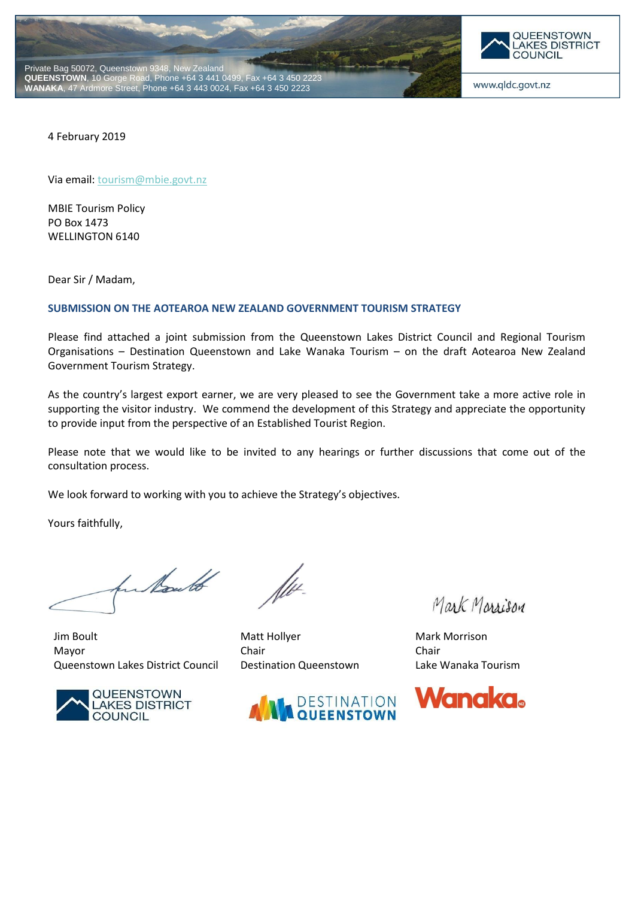Private Bag 50072, Queenstown 9348, New Zealand
**QUEENSTOWN**, 10 Gorge Road, Phone +64 3 441 0499, Fax +64 3 450 2223
**WANAKA**, 47 Ardmore Street, Phone +64 3 443 0024, Fax +64 3 450 2223

QUEENSTOWN LAKES DISTRICT COUNCIL

www.qldc.govt.nz

4 February 2019

Via email: tourism@mbie.govt.nz

MBIE Tourism Policy
PO Box 1473
WELLINGTON 6140

Dear Sir / Madam,

**SUBMISSION ON THE AOTEAROA NEW ZEALAND GOVERNMENT TOURISM STRATEGY**

Please find attached a joint submission from the Queenstown Lakes District Council and Regional Tourism Organisations – Destination Queenstown and Lake Wanaka Tourism – on the draft Aotearoa New Zealand Government Tourism Strategy.

As the country's largest export earner, we are very pleased to see the Government take a more active role in supporting the visitor industry. We commend the development of this Strategy and appreciate the opportunity to provide input from the perspective of an Established Tourist Region.

Please note that we would like to be invited to any hearings or further discussions that come out of the consultation process.

We look forward to working with you to achieve the Strategy's objectives.

Yours faithfully,

| Jim Boult | Matt Hollyer | Mark Morrison |
|---|---|---|
| Mayor | Chair | Chair |
| Queenstown Lakes District Council | Destination Queenstown | Lake Wanaka Tourism |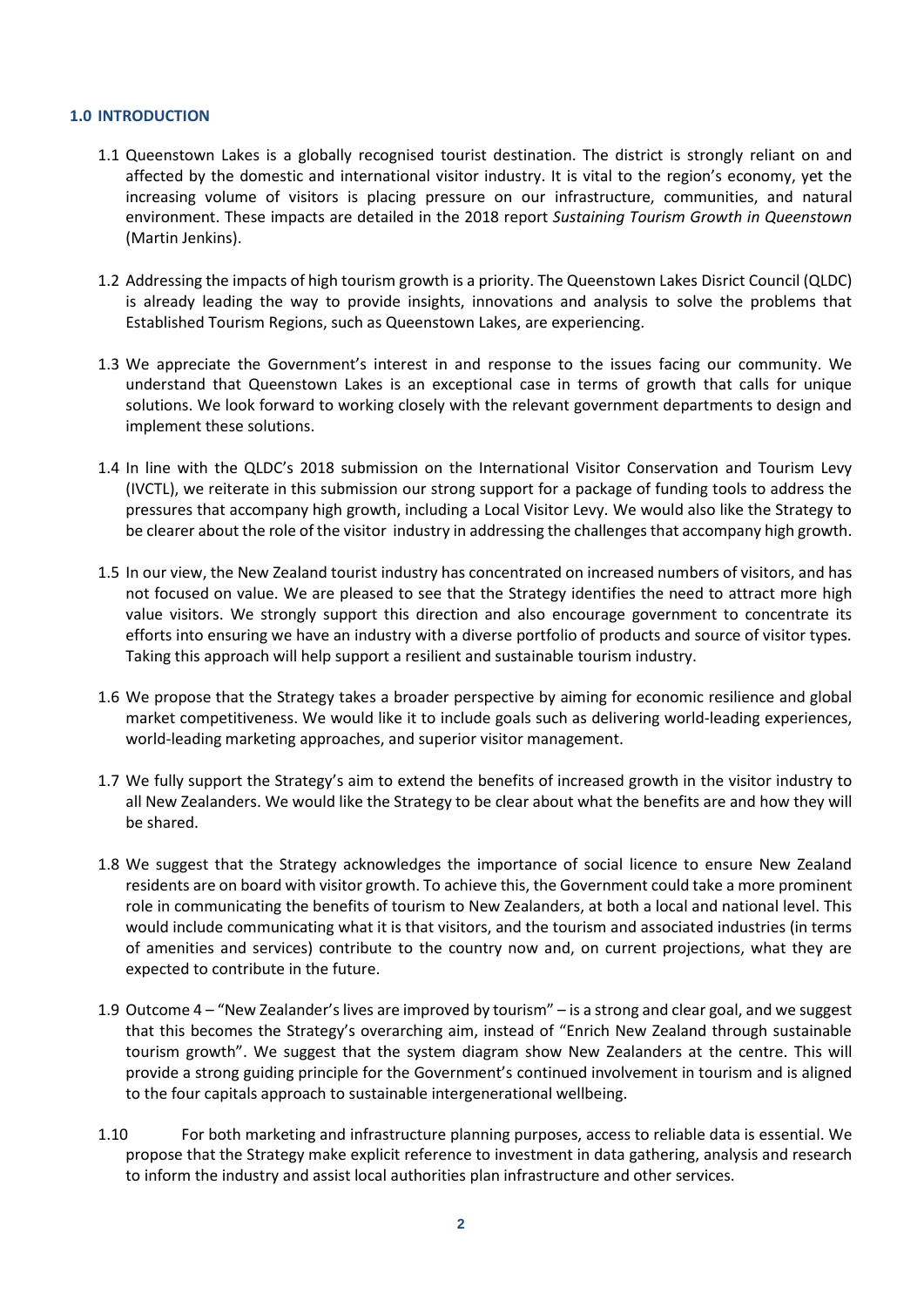## 1.0 INTRODUCTION

1.1 Queenstown Lakes is a globally recognised tourist destination. The district is strongly reliant on and affected by the domestic and international visitor industry. It is vital to the region's economy, yet the increasing volume of visitors is placing pressure on our infrastructure, communities, and natural environment. These impacts are detailed in the 2018 report *Sustaining Tourism Growth in Queenstown* (Martin Jenkins).

1.2 Addressing the impacts of high tourism growth is a priority. The Queenstown Lakes Disrict Council (QLDC) is already leading the way to provide insights, innovations and analysis to solve the problems that Established Tourism Regions, such as Queenstown Lakes, are experiencing.

1.3 We appreciate the Government's interest in and response to the issues facing our community. We understand that Queenstown Lakes is an exceptional case in terms of growth that calls for unique solutions. We look forward to working closely with the relevant government departments to design and implement these solutions.

1.4 In line with the QLDC's 2018 submission on the International Visitor Conservation and Tourism Levy (IVCTL), we reiterate in this submission our strong support for a package of funding tools to address the pressures that accompany high growth, including a Local Visitor Levy. We would also like the Strategy to be clearer about the role of the visitor industry in addressing the challenges that accompany high growth.

1.5 In our view, the New Zealand tourist industry has concentrated on increased numbers of visitors, and has not focused on value. We are pleased to see that the Strategy identifies the need to attract more high value visitors. We strongly support this direction and also encourage government to concentrate its efforts into ensuring we have an industry with a diverse portfolio of products and source of visitor types. Taking this approach will help support a resilient and sustainable tourism industry.

1.6 We propose that the Strategy takes a broader perspective by aiming for economic resilience and global market competitiveness. We would like it to include goals such as delivering world-leading experiences, world-leading marketing approaches, and superior visitor management.

1.7 We fully support the Strategy's aim to extend the benefits of increased growth in the visitor industry to all New Zealanders. We would like the Strategy to be clear about what the benefits are and how they will be shared.

1.8 We suggest that the Strategy acknowledges the importance of social licence to ensure New Zealand residents are on board with visitor growth. To achieve this, the Government could take a more prominent role in communicating the benefits of tourism to New Zealanders, at both a local and national level. This would include communicating what it is that visitors, and the tourism and associated industries (in terms of amenities and services) contribute to the country now and, on current projections, what they are expected to contribute in the future.

1.9 Outcome 4 – "New Zealander's lives are improved by tourism" – is a strong and clear goal, and we suggest that this becomes the Strategy's overarching aim, instead of "Enrich New Zealand through sustainable tourism growth". We suggest that the system diagram show New Zealanders at the centre. This will provide a strong guiding principle for the Government's continued involvement in tourism and is aligned to the four capitals approach to sustainable intergenerational wellbeing.

1.10 For both marketing and infrastructure planning purposes, access to reliable data is essential. We propose that the Strategy make explicit reference to investment in data gathering, analysis and research to inform the industry and assist local authorities plan infrastructure and other services.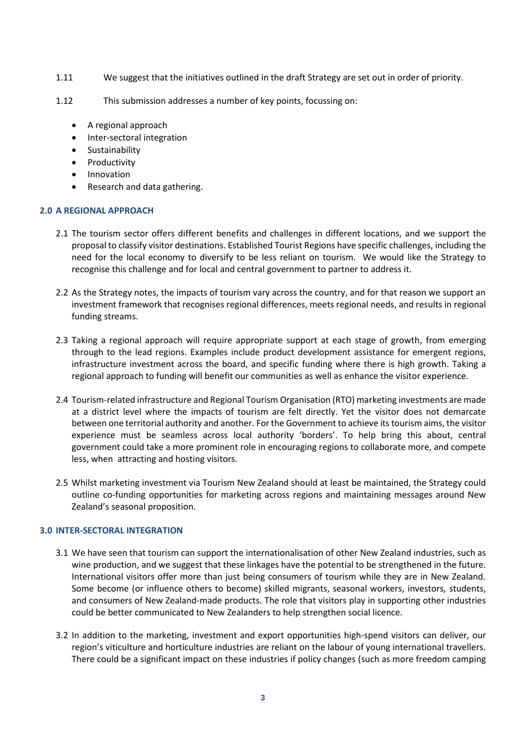1.11 We suggest that the initiatives outlined in the draft Strategy are set out in order of priority.

1.12 This submission addresses a number of key points, focussing on:

- A regional approach
- Inter-sectoral integration
- Sustainability
- Productivity
- Innovation
- Research and data gathering.

## 2.0 A REGIONAL APPROACH

2.1 The tourism sector offers different benefits and challenges in different locations, and we support the proposal to classify visitor destinations. Established Tourist Regions have specific challenges, including the need for the local economy to diversify to be less reliant on tourism. We would like the Strategy to recognise this challenge and for local and central government to partner to address it.

2.2 As the Strategy notes, the impacts of tourism vary across the country, and for that reason we support an investment framework that recognises regional differences, meets regional needs, and results in regional funding streams.

2.3 Taking a regional approach will require appropriate support at each stage of growth, from emerging through to the lead regions. Examples include product development assistance for emergent regions, infrastructure investment across the board, and specific funding where there is high growth. Taking a regional approach to funding will benefit our communities as well as enhance the visitor experience.

2.4 Tourism-related infrastructure and Regional Tourism Organisation (RTO) marketing investments are made at a district level where the impacts of tourism are felt directly. Yet the visitor does not demarcate between one territorial authority and another. For the Government to achieve its tourism aims, the visitor experience must be seamless across local authority 'borders'. To help bring this about, central government could take a more prominent role in encouraging regions to collaborate more, and compete less, when attracting and hosting visitors.

2.5 Whilst marketing investment via Tourism New Zealand should at least be maintained, the Strategy could outline co-funding opportunities for marketing across regions and maintaining messages around New Zealand's seasonal proposition.

## 3.0 INTER-SECTORAL INTEGRATION

3.1 We have seen that tourism can support the internationalisation of other New Zealand industries, such as wine production, and we suggest that these linkages have the potential to be strengthened in the future. International visitors offer more than just being consumers of tourism while they are in New Zealand. Some become (or influence others to become) skilled migrants, seasonal workers, investors, students, and consumers of New Zealand-made products. The role that visitors play in supporting other industries could be better communicated to New Zealanders to help strengthen social licence.

3.2 In addition to the marketing, investment and export opportunities high-spend visitors can deliver, our region's viticulture and horticulture industries are reliant on the labour of young international travellers. There could be a significant impact on these industries if policy changes (such as more freedom camping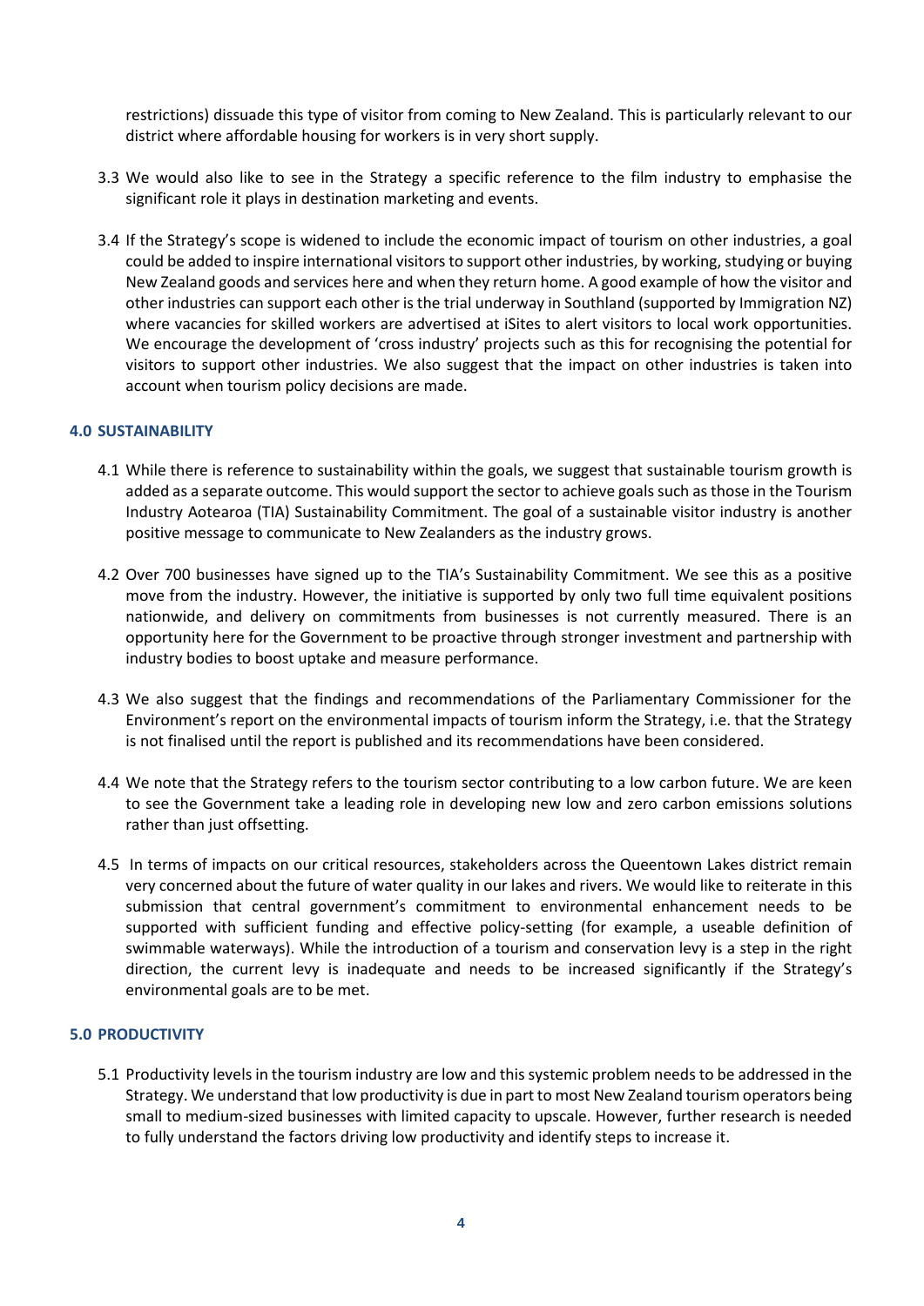restrictions) dissuade this type of visitor from coming to New Zealand. This is particularly relevant to our district where affordable housing for workers is in very short supply.

3.3 We would also like to see in the Strategy a specific reference to the film industry to emphasise the significant role it plays in destination marketing and events.

3.4 If the Strategy's scope is widened to include the economic impact of tourism on other industries, a goal could be added to inspire international visitors to support other industries, by working, studying or buying New Zealand goods and services here and when they return home. A good example of how the visitor and other industries can support each other is the trial underway in Southland (supported by Immigration NZ) where vacancies for skilled workers are advertised at iSites to alert visitors to local work opportunities. We encourage the development of 'cross industry' projects such as this for recognising the potential for visitors to support other industries. We also suggest that the impact on other industries is taken into account when tourism policy decisions are made.

#### 4.0 SUSTAINABILITY

4.1 While there is reference to sustainability within the goals, we suggest that sustainable tourism growth is added as a separate outcome. This would support the sector to achieve goals such as those in the Tourism Industry Aotearoa (TIA) Sustainability Commitment. The goal of a sustainable visitor industry is another positive message to communicate to New Zealanders as the industry grows.

4.2 Over 700 businesses have signed up to the TIA's Sustainability Commitment. We see this as a positive move from the industry. However, the initiative is supported by only two full time equivalent positions nationwide, and delivery on commitments from businesses is not currently measured. There is an opportunity here for the Government to be proactive through stronger investment and partnership with industry bodies to boost uptake and measure performance.

4.3 We also suggest that the findings and recommendations of the Parliamentary Commissioner for the Environment's report on the environmental impacts of tourism inform the Strategy, i.e. that the Strategy is not finalised until the report is published and its recommendations have been considered.

4.4 We note that the Strategy refers to the tourism sector contributing to a low carbon future. We are keen to see the Government take a leading role in developing new low and zero carbon emissions solutions rather than just offsetting.

4.5 In terms of impacts on our critical resources, stakeholders across the Queentown Lakes district remain very concerned about the future of water quality in our lakes and rivers. We would like to reiterate in this submission that central government's commitment to environmental enhancement needs to be supported with sufficient funding and effective policy-setting (for example, a useable definition of swimmable waterways). While the introduction of a tourism and conservation levy is a step in the right direction, the current levy is inadequate and needs to be increased significantly if the Strategy's environmental goals are to be met.

#### 5.0 PRODUCTIVITY

5.1 Productivity levels in the tourism industry are low and this systemic problem needs to be addressed in the Strategy. We understand that low productivity is due in part to most New Zealand tourism operators being small to medium-sized businesses with limited capacity to upscale. However, further research is needed to fully understand the factors driving low productivity and identify steps to increase it.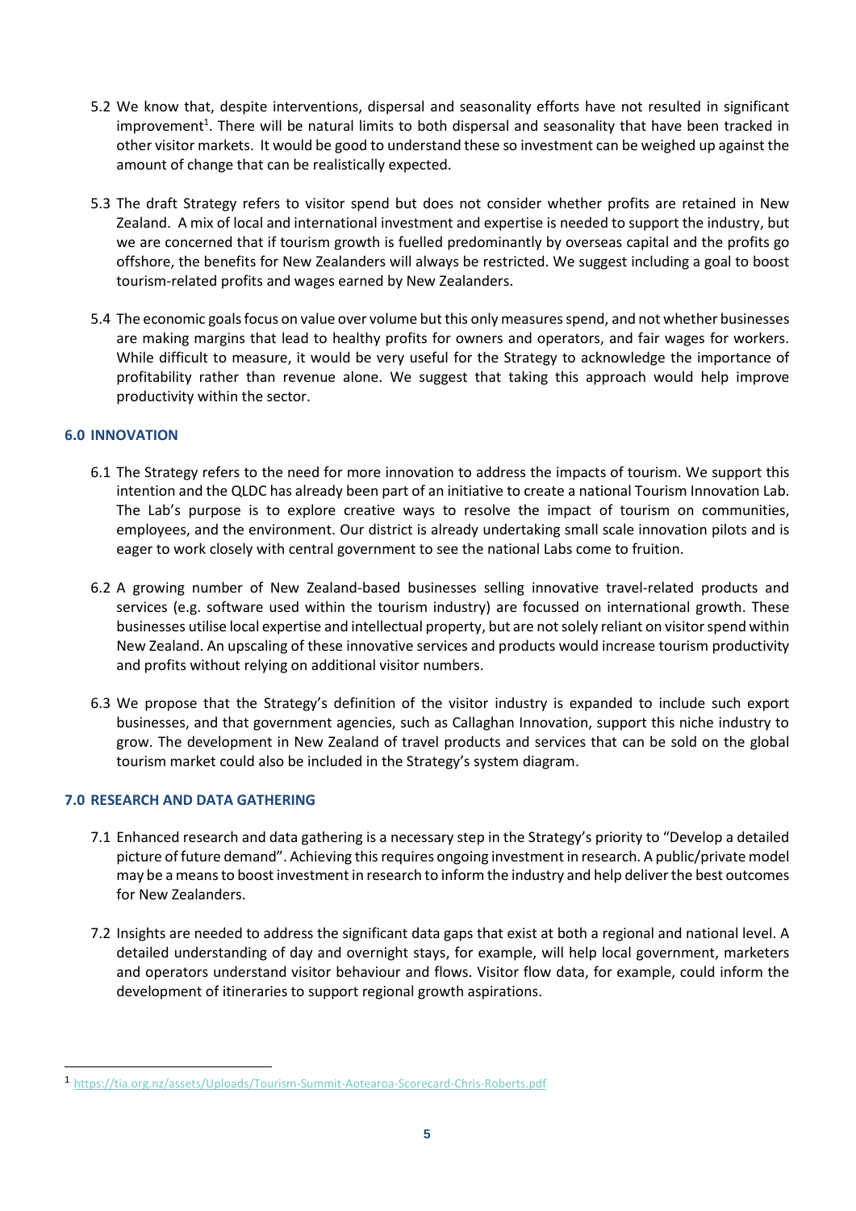5.2 We know that, despite interventions, dispersal and seasonality efforts have not resulted in significant improvement[1]. There will be natural limits to both dispersal and seasonality that have been tracked in other visitor markets. It would be good to understand these so investment can be weighed up against the amount of change that can be realistically expected.

5.3 The draft Strategy refers to visitor spend but does not consider whether profits are retained in New Zealand. A mix of local and international investment and expertise is needed to support the industry, but we are concerned that if tourism growth is fuelled predominantly by overseas capital and the profits go offshore, the benefits for New Zealanders will always be restricted. We suggest including a goal to boost tourism-related profits and wages earned by New Zealanders.

5.4 The economic goals focus on value over volume but this only measures spend, and not whether businesses are making margins that lead to healthy profits for owners and operators, and fair wages for workers. While difficult to measure, it would be very useful for the Strategy to acknowledge the importance of profitability rather than revenue alone. We suggest that taking this approach would help improve productivity within the sector.

## 6.0 INNOVATION

6.1 The Strategy refers to the need for more innovation to address the impacts of tourism. We support this intention and the QLDC has already been part of an initiative to create a national Tourism Innovation Lab. The Lab's purpose is to explore creative ways to resolve the impact of tourism on communities, employees, and the environment. Our district is already undertaking small scale innovation pilots and is eager to work closely with central government to see the national Labs come to fruition.

6.2 A growing number of New Zealand-based businesses selling innovative travel-related products and services (e.g. software used within the tourism industry) are focussed on international growth. These businesses utilise local expertise and intellectual property, but are not solely reliant on visitor spend within New Zealand. An upscaling of these innovative services and products would increase tourism productivity and profits without relying on additional visitor numbers.

6.3 We propose that the Strategy's definition of the visitor industry is expanded to include such export businesses, and that government agencies, such as Callaghan Innovation, support this niche industry to grow. The development in New Zealand of travel products and services that can be sold on the global tourism market could also be included in the Strategy's system diagram.

## 7.0 RESEARCH AND DATA GATHERING

7.1 Enhanced research and data gathering is a necessary step in the Strategy's priority to "Develop a detailed picture of future demand". Achieving this requires ongoing investment in research. A public/private model may be a means to boost investment in research to inform the industry and help deliver the best outcomes for New Zealanders.

7.2 Insights are needed to address the significant data gaps that exist at both a regional and national level. A detailed understanding of day and overnight stays, for example, will help local government, marketers and operators understand visitor behaviour and flows. Visitor flow data, for example, could inform the development of itineraries to support regional growth aspirations.

---

[1] https://tia.org.nz/assets/Uploads/Tourism-Summit-Aotearoa-Scorecard-Chris-Roberts.pdf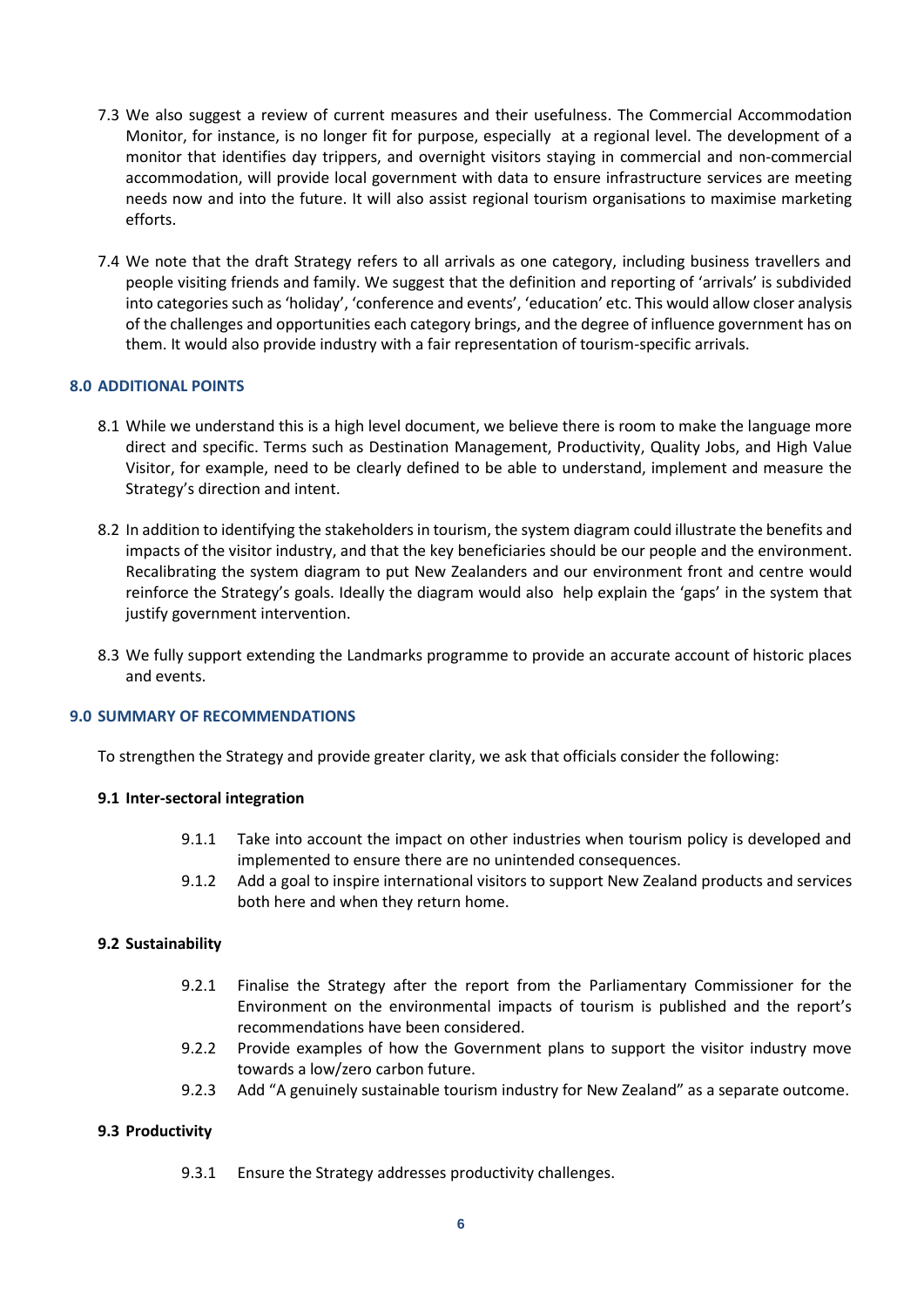7.3 We also suggest a review of current measures and their usefulness. The Commercial Accommodation Monitor, for instance, is no longer fit for purpose, especially at a regional level. The development of a monitor that identifies day trippers, and overnight visitors staying in commercial and non-commercial accommodation, will provide local government with data to ensure infrastructure services are meeting needs now and into the future. It will also assist regional tourism organisations to maximise marketing efforts.

7.4 We note that the draft Strategy refers to all arrivals as one category, including business travellers and people visiting friends and family. We suggest that the definition and reporting of 'arrivals' is subdivided into categories such as 'holiday', 'conference and events', 'education' etc. This would allow closer analysis of the challenges and opportunities each category brings, and the degree of influence government has on them. It would also provide industry with a fair representation of tourism-specific arrivals.

## 8.0 ADDITIONAL POINTS

8.1 While we understand this is a high level document, we believe there is room to make the language more direct and specific. Terms such as Destination Management, Productivity, Quality Jobs, and High Value Visitor, for example, need to be clearly defined to be able to understand, implement and measure the Strategy's direction and intent.

8.2 In addition to identifying the stakeholders in tourism, the system diagram could illustrate the benefits and impacts of the visitor industry, and that the key beneficiaries should be our people and the environment. Recalibrating the system diagram to put New Zealanders and our environment front and centre would reinforce the Strategy's goals. Ideally the diagram would also help explain the 'gaps' in the system that justify government intervention.

8.3 We fully support extending the Landmarks programme to provide an accurate account of historic places and events.

## 9.0 SUMMARY OF RECOMMENDATIONS

To strengthen the Strategy and provide greater clarity, we ask that officials consider the following:

### 9.1 Inter-sectoral integration

9.1.1 Take into account the impact on other industries when tourism policy is developed and implemented to ensure there are no unintended consequences.

9.1.2 Add a goal to inspire international visitors to support New Zealand products and services both here and when they return home.

### 9.2 Sustainability

9.2.1 Finalise the Strategy after the report from the Parliamentary Commissioner for the Environment on the environmental impacts of tourism is published and the report's recommendations have been considered.

9.2.2 Provide examples of how the Government plans to support the visitor industry move towards a low/zero carbon future.

9.2.3 Add "A genuinely sustainable tourism industry for New Zealand" as a separate outcome.

### 9.3 Productivity

9.3.1 Ensure the Strategy addresses productivity challenges.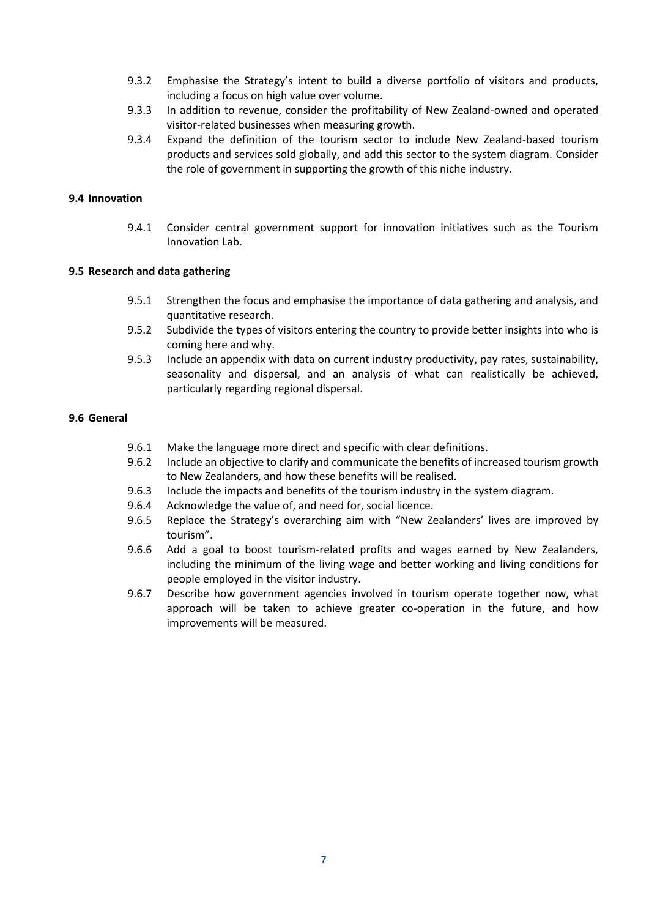9.3.2 Emphasise the Strategy's intent to build a diverse portfolio of visitors and products, including a focus on high value over volume.

9.3.3 In addition to revenue, consider the profitability of New Zealand-owned and operated visitor-related businesses when measuring growth.

9.3.4 Expand the definition of the tourism sector to include New Zealand-based tourism products and services sold globally, and add this sector to the system diagram. Consider the role of government in supporting the growth of this niche industry.

**9.4 Innovation**

9.4.1 Consider central government support for innovation initiatives such as the Tourism Innovation Lab.

**9.5 Research and data gathering**

9.5.1 Strengthen the focus and emphasise the importance of data gathering and analysis, and quantitative research.

9.5.2 Subdivide the types of visitors entering the country to provide better insights into who is coming here and why.

9.5.3 Include an appendix with data on current industry productivity, pay rates, sustainability, seasonality and dispersal, and an analysis of what can realistically be achieved, particularly regarding regional dispersal.

**9.6 General**

9.6.1 Make the language more direct and specific with clear definitions.

9.6.2 Include an objective to clarify and communicate the benefits of increased tourism growth to New Zealanders, and how these benefits will be realised.

9.6.3 Include the impacts and benefits of the tourism industry in the system diagram.

9.6.4 Acknowledge the value of, and need for, social licence.

9.6.5 Replace the Strategy's overarching aim with "New Zealanders' lives are improved by tourism".

9.6.6 Add a goal to boost tourism-related profits and wages earned by New Zealanders, including the minimum of the living wage and better working and living conditions for people employed in the visitor industry.

9.6.7 Describe how government agencies involved in tourism operate together now, what approach will be taken to achieve greater co-operation in the future, and how improvements will be measured.